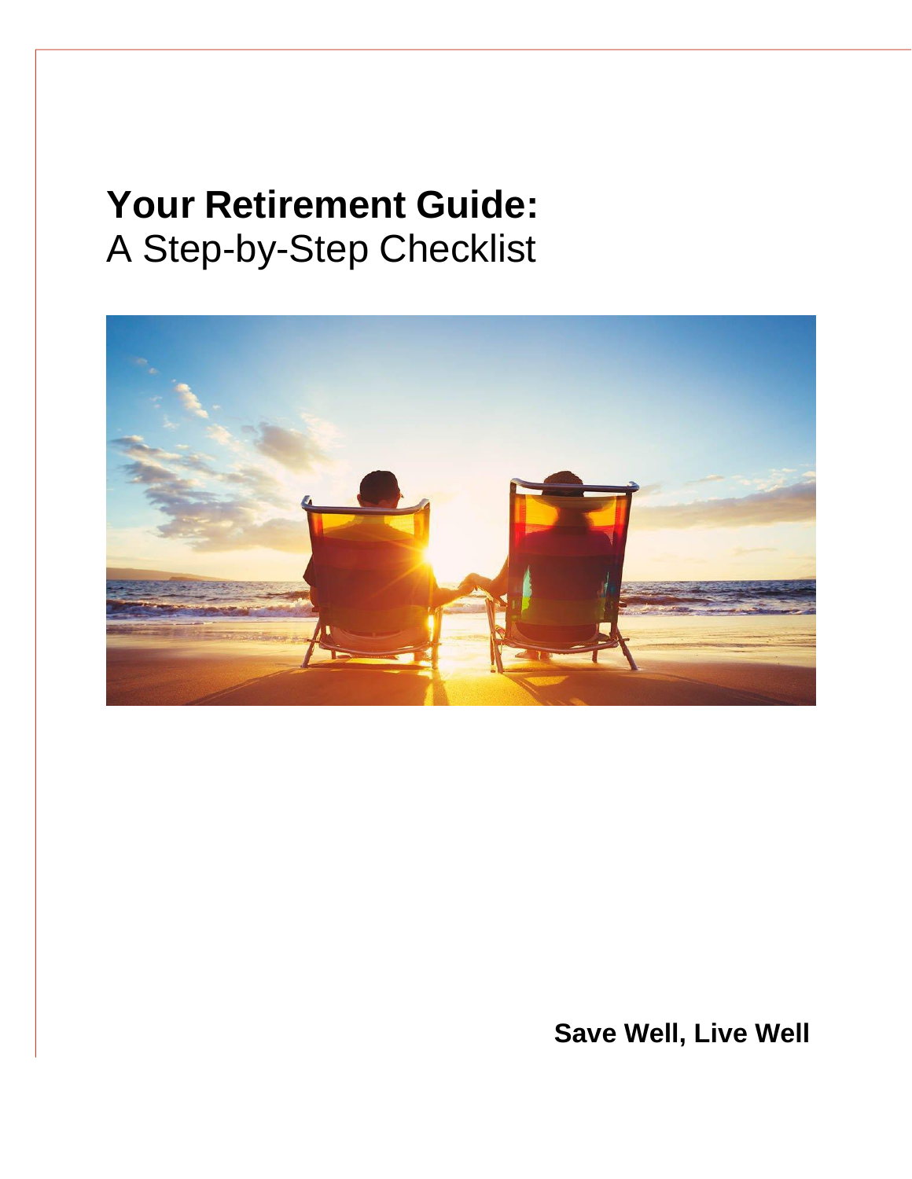# **Your Retirement Guide:**
A Step-by-Step Checklist

**Save Well, Live Well**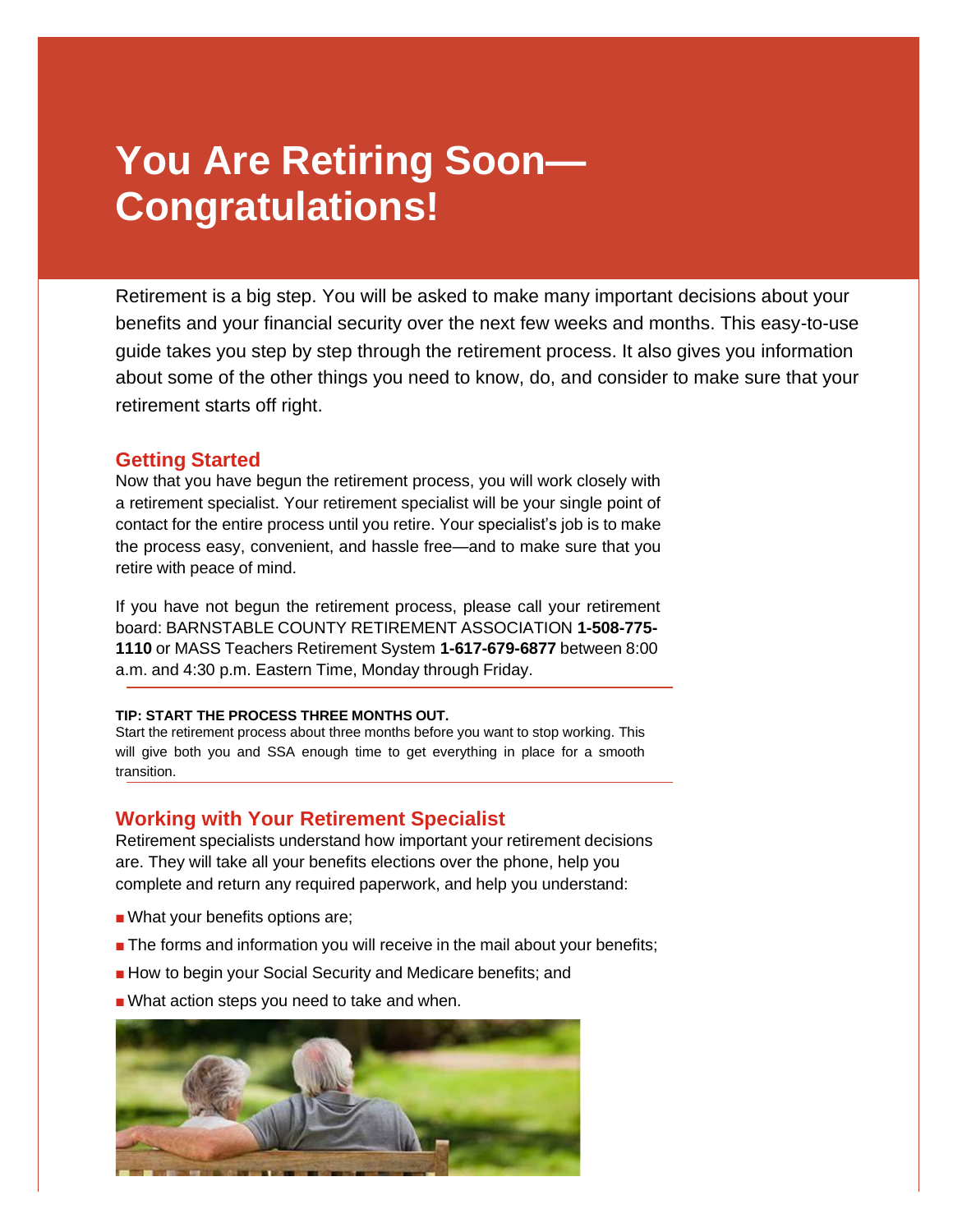# You Are Retiring Soon—Congratulations!

Retirement is a big step. You will be asked to make many important decisions about your benefits and your financial security over the next few weeks and months. This easy-to-use guide takes you step by step through the retirement process. It also gives you information about some of the other things you need to know, do, and consider to make sure that your retirement starts off right.

## Getting Started

Now that you have begun the retirement process, you will work closely with a retirement specialist. Your retirement specialist will be your single point of contact for the entire process until you retire. Your specialist's job is to make the process easy, convenient, and hassle free—and to make sure that you retire with peace of mind.

If you have not begun the retirement process, please call your retirement board: BARNSTABLE COUNTY RETIREMENT ASSOCIATION **1-508-775-1110** or MASS Teachers Retirement System **1-617-679-6877** between 8:00 a.m. and 4:30 p.m. Eastern Time, Monday through Friday.

---

**TIP: START THE PROCESS THREE MONTHS OUT.**

Start the retirement process about three months before you want to stop working. This will give both you and SSA enough time to get everything in place for a smooth transition.

---

## Working with Your Retirement Specialist

Retirement specialists understand how important your retirement decisions are. They will take all your benefits elections over the phone, help you complete and return any required paperwork, and help you understand:

- What your benefits options are;
- The forms and information you will receive in the mail about your benefits;
- How to begin your Social Security and Medicare benefits; and
- What action steps you need to take and when.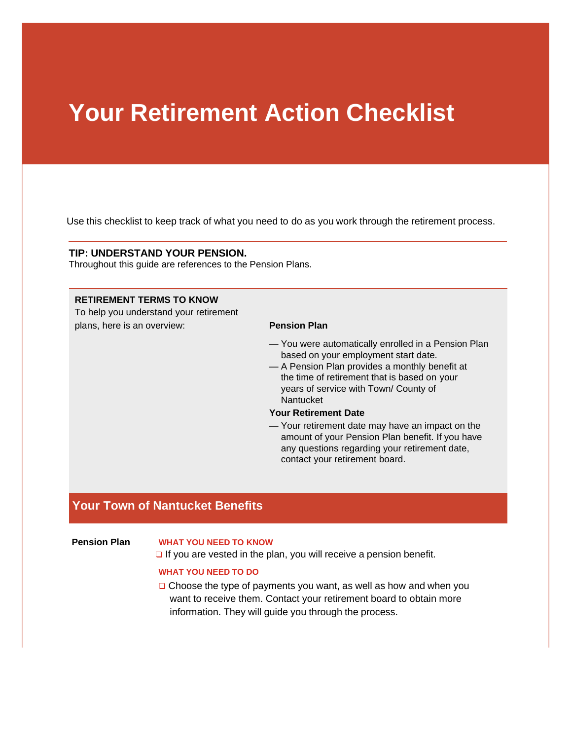# Your Retirement Action Checklist

Use this checklist to keep track of what you need to do as you work through the retirement process.

**TIP: UNDERSTAND YOUR PENSION.**
Throughout this guide are references to the Pension Plans.

**RETIREMENT TERMS TO KNOW**
To help you understand your retirement plans, here is an overview:

**Pension Plan**

— You were automatically enrolled in a Pension Plan based on your employment start date.
— A Pension Plan provides a monthly benefit at the time of retirement that is based on your years of service with Town/ County of Nantucket

**Your Retirement Date**

— Your retirement date may have an impact on the amount of your Pension Plan benefit. If you have any questions regarding your retirement date, contact your retirement board.

## Your Town of Nantucket Benefits

**Pension Plan**

**WHAT YOU NEED TO KNOW**

❑ If you are vested in the plan, you will receive a pension benefit.

**WHAT YOU NEED TO DO**

❑ Choose the type of payments you want, as well as how and when you want to receive them. Contact your retirement board to obtain more information. They will guide you through the process.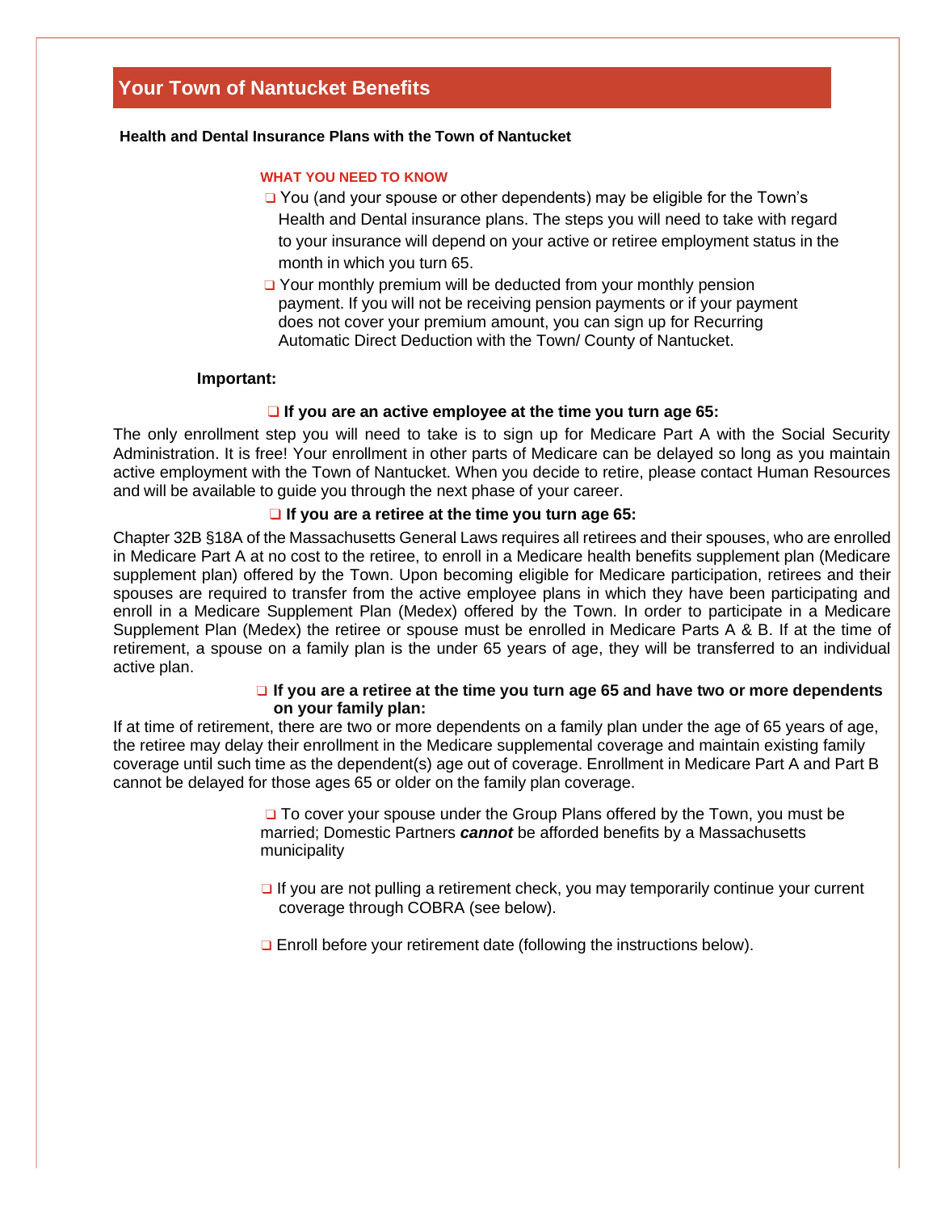## Your Town of Nantucket Benefits

**Health and Dental Insurance Plans with the Town of Nantucket**

#### WHAT YOU NEED TO KNOW

- ❑ You (and your spouse or other dependents) may be eligible for the Town's Health and Dental insurance plans. The steps you will need to take with regard to your insurance will depend on your active or retiree employment status in the month in which you turn 65.
- ❑ Your monthly premium will be deducted from your monthly pension payment. If you will not be receiving pension payments or if your payment does not cover your premium amount, you can sign up for Recurring Automatic Direct Deduction with the Town/ County of Nantucket.

**Important:**

**❑ If you are an active employee at the time you turn age 65:**

The only enrollment step you will need to take is to sign up for Medicare Part A with the Social Security Administration. It is free! Your enrollment in other parts of Medicare can be delayed so long as you maintain active employment with the Town of Nantucket. When you decide to retire, please contact Human Resources and will be available to guide you through the next phase of your career.

**❑ If you are a retiree at the time you turn age 65:**

Chapter 32B §18A of the Massachusetts General Laws requires all retirees and their spouses, who are enrolled in Medicare Part A at no cost to the retiree, to enroll in a Medicare health benefits supplement plan (Medicare supplement plan) offered by the Town. Upon becoming eligible for Medicare participation, retirees and their spouses are required to transfer from the active employee plans in which they have been participating and enroll in a Medicare Supplement Plan (Medex) offered by the Town. In order to participate in a Medicare Supplement Plan (Medex) the retiree or spouse must be enrolled in Medicare Parts A & B. If at the time of retirement, a spouse on a family plan is the under 65 years of age, they will be transferred to an individual active plan.

**❑ If you are a retiree at the time you turn age 65 and have two or more dependents on your family plan:**

If at time of retirement, there are two or more dependents on a family plan under the age of 65 years of age, the retiree may delay their enrollment in the Medicare supplemental coverage and maintain existing family coverage until such time as the dependent(s) age out of coverage. Enrollment in Medicare Part A and Part B cannot be delayed for those ages 65 or older on the family plan coverage.

- ❑ To cover your spouse under the Group Plans offered by the Town, you must be married; Domestic Partners ***cannot*** be afforded benefits by a Massachusetts municipality

- ❑ If you are not pulling a retirement check, you may temporarily continue your current coverage through COBRA (see below).

- ❑ Enroll before your retirement date (following the instructions below).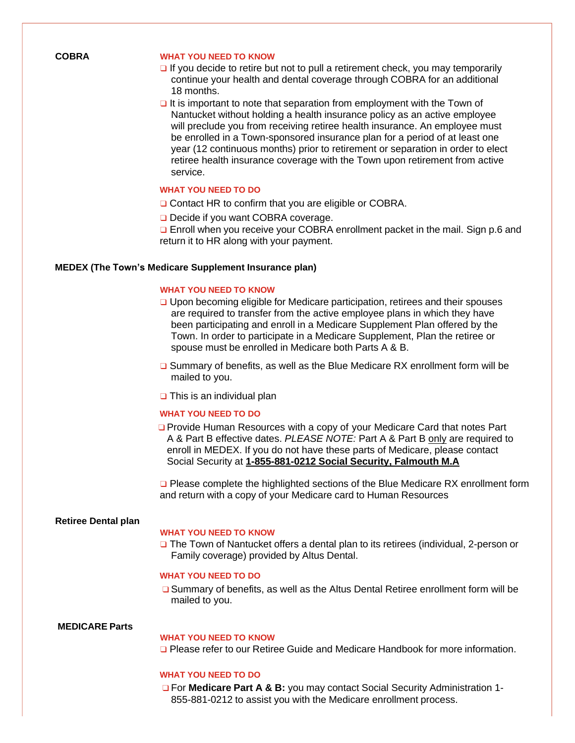## COBRA

**WHAT YOU NEED TO KNOW**

- ❑ If you decide to retire but not to pull a retirement check, you may temporarily continue your health and dental coverage through COBRA for an additional 18 months.
- ❑ It is important to note that separation from employment with the Town of Nantucket without holding a health insurance policy as an active employee will preclude you from receiving retiree health insurance. An employee must be enrolled in a Town-sponsored insurance plan for a period of at least one year (12 continuous months) prior to retirement or separation in order to elect retiree health insurance coverage with the Town upon retirement from active service.

**WHAT YOU NEED TO DO**

- ❑ Contact HR to confirm that you are eligible or COBRA.
- ❑ Decide if you want COBRA coverage.
- ❑ Enroll when you receive your COBRA enrollment packet in the mail. Sign p.6 and return it to HR along with your payment.

## MEDEX (The Town's Medicare Supplement Insurance plan)

**WHAT YOU NEED TO KNOW**

- ❑ Upon becoming eligible for Medicare participation, retirees and their spouses are required to transfer from the active employee plans in which they have been participating and enroll in a Medicare Supplement Plan offered by the Town. In order to participate in a Medicare Supplement, Plan the retiree or spouse must be enrolled in Medicare both Parts A & B.
- ❑ Summary of benefits, as well as the Blue Medicare RX enrollment form will be mailed to you.
- ❑ This is an individual plan

**WHAT YOU NEED TO DO**

- ❑ Provide Human Resources with a copy of your Medicare Card that notes Part A & Part B effective dates. *PLEASE NOTE:* Part A & Part B only are required to enroll in MEDEX. If you do not have these parts of Medicare, please contact Social Security at **1-855-881-0212 Social Security, Falmouth M.A**
- ❑ Please complete the highlighted sections of the Blue Medicare RX enrollment form and return with a copy of your Medicare card to Human Resources

## Retiree Dental plan

**WHAT YOU NEED TO KNOW**

- ❑ The Town of Nantucket offers a dental plan to its retirees (individual, 2-person or Family coverage) provided by Altus Dental.

**WHAT YOU NEED TO DO**

- ❑ Summary of benefits, as well as the Altus Dental Retiree enrollment form will be mailed to you.

## MEDICARE Parts

**WHAT YOU NEED TO KNOW**

- ❑ Please refer to our Retiree Guide and Medicare Handbook for more information.

**WHAT YOU NEED TO DO**

- ❑ For **Medicare Part A & B:** you may contact Social Security Administration 1-855-881-0212 to assist you with the Medicare enrollment process.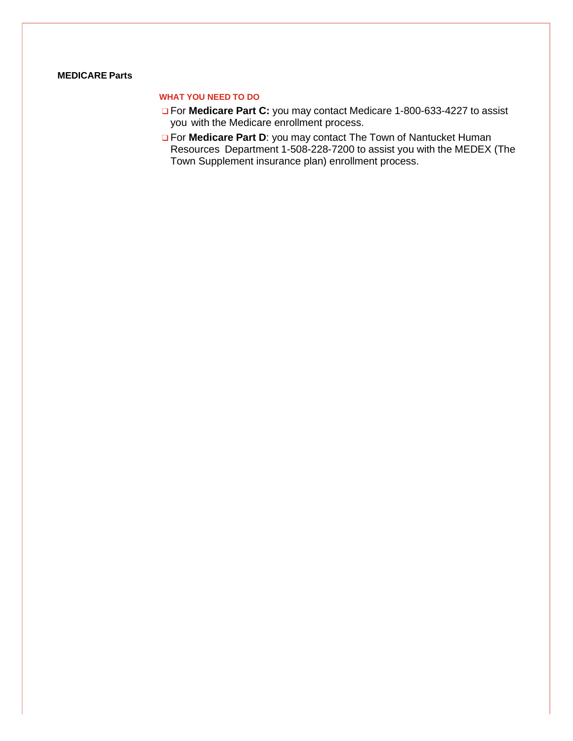**MEDICARE Parts**

**WHAT YOU NEED TO DO**

- ❑ For **Medicare Part C:** you may contact Medicare 1-800-633-4227 to assist you with the Medicare enrollment process.
- ❑ For **Medicare Part D**: you may contact The Town of Nantucket Human Resources Department 1-508-228-7200 to assist you with the MEDEX (The Town Supplement insurance plan) enrollment process.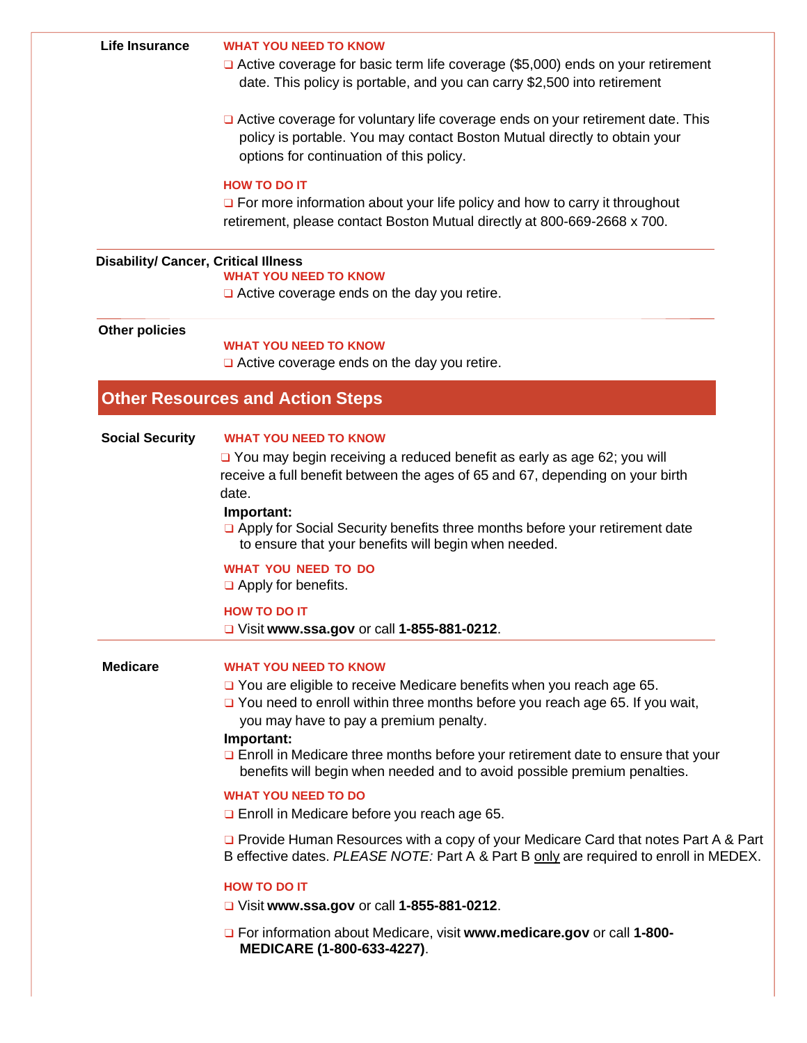### Life Insurance

**WHAT YOU NEED TO KNOW**

- ❑ Active coverage for basic term life coverage ($5,000) ends on your retirement date. This policy is portable, and you can carry $2,500 into retirement
- ❑ Active coverage for voluntary life coverage ends on your retirement date. This policy is portable. You may contact Boston Mutual directly to obtain your options for continuation of this policy.

**HOW TO DO IT**

- ❑ For more information about your life policy and how to carry it throughout retirement, please contact Boston Mutual directly at 800-669-2668 x 700.

### Disability/ Cancer, Critical Illness

**WHAT YOU NEED TO KNOW**

- ❑ Active coverage ends on the day you retire.

### Other policies

**WHAT YOU NEED TO KNOW**

- ❑ Active coverage ends on the day you retire.

## Other Resources and Action Steps

### Social Security

**WHAT YOU NEED TO KNOW**

- ❑ You may begin receiving a reduced benefit as early as age 62; you will receive a full benefit between the ages of 65 and 67, depending on your birth date.

**Important:**

- ❑ Apply for Social Security benefits three months before your retirement date to ensure that your benefits will begin when needed.

**WHAT YOU NEED TO DO**

- ❑ Apply for benefits.

**HOW TO DO IT**

- ❑ Visit **www.ssa.gov** or call **1-855-881-0212**.

### Medicare

**WHAT YOU NEED TO KNOW**

- ❑ You are eligible to receive Medicare benefits when you reach age 65.
- ❑ You need to enroll within three months before you reach age 65. If you wait, you may have to pay a premium penalty.

**Important:**

- ❑ Enroll in Medicare three months before your retirement date to ensure that your benefits will begin when needed and to avoid possible premium penalties.

**WHAT YOU NEED TO DO**

- ❑ Enroll in Medicare before you reach age 65.
- ❑ Provide Human Resources with a copy of your Medicare Card that notes Part A & Part B effective dates. *PLEASE NOTE:* Part A & Part B <u>only</u> are required to enroll in MEDEX.

**HOW TO DO IT**

- ❑ Visit **www.ssa.gov** or call **1-855-881-0212**.
- ❑ For information about Medicare, visit **www.medicare.gov** or call **1-800-MEDICARE (1-800-633-4227)**.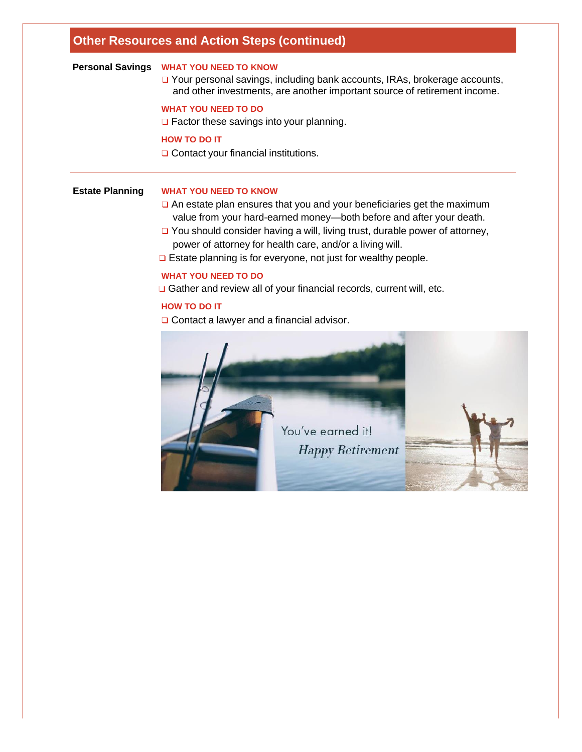## Other Resources and Action Steps (continued)

**Personal Savings**

WHAT YOU NEED TO KNOW

- ❑ Your personal savings, including bank accounts, IRAs, brokerage accounts, and other investments, are another important source of retirement income.

WHAT YOU NEED TO DO

- ❑ Factor these savings into your planning.

HOW TO DO IT

- ❑ Contact your financial institutions.

---

**Estate Planning**

WHAT YOU NEED TO KNOW

- ❑ An estate plan ensures that you and your beneficiaries get the maximum value from your hard-earned money—both before and after your death.
- ❑ You should consider having a will, living trust, durable power of attorney, power of attorney for health care, and/or a living will.
- ❑ Estate planning is for everyone, not just for wealthy people.

WHAT YOU NEED TO DO

- ❑ Gather and review all of your financial records, current will, etc.

HOW TO DO IT

- ❑ Contact a lawyer and a financial advisor.

You've earned it!

*Happy Retirement*